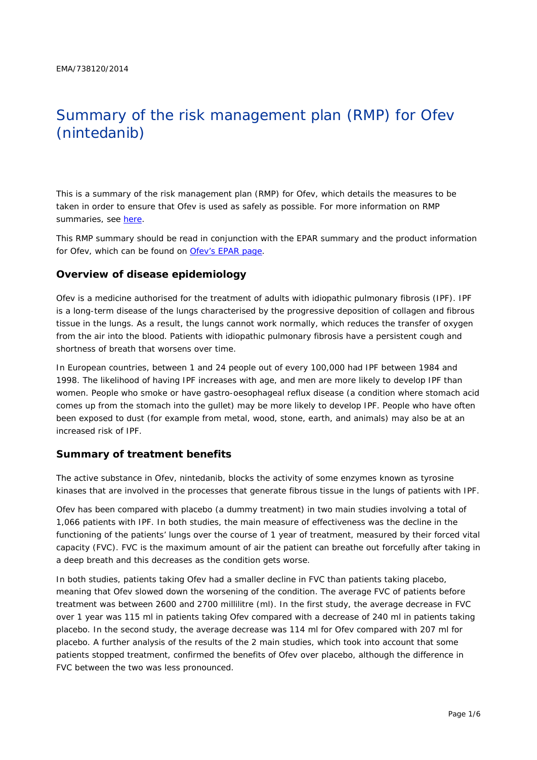EMA/738120/2014

# Summary of the risk management plan (RMP) for Ofev (nintedanib)

This is a summary of the risk management plan (RMP) for Ofev, which details the measures to be taken in order to ensure that Ofev is used as safely as possible. For more information on RMP summaries, see here.

This RMP summary should be read in conjunction with the EPAR summary and the product information for Ofev, which can be found on Ofev's EPAR page.

## Overview of disease epidemiology

Ofev is a medicine authorised for the treatment of adults with idiopathic pulmonary fibrosis (IPF). IPF is a long-term disease of the lungs characterised by the progressive deposition of collagen and fibrous tissue in the lungs. As a result, the lungs cannot work normally, which reduces the transfer of oxygen from the air into the blood. Patients with idiopathic pulmonary fibrosis have a persistent cough and shortness of breath that worsens over time.

In European countries, between 1 and 24 people out of every 100,000 had IPF between 1984 and 1998. The likelihood of having IPF increases with age, and men are more likely to develop IPF than women. People who smoke or have gastro-oesophageal reflux disease (a condition where stomach acid comes up from the stomach into the gullet) may be more likely to develop IPF. People who have often been exposed to dust (for example from metal, wood, stone, earth, and animals) may also be at an increased risk of IPF.

## Summary of treatment benefits

The active substance in Ofev, nintedanib, blocks the activity of some enzymes known as tyrosine kinases that are involved in the processes that generate fibrous tissue in the lungs of patients with IPF.

Ofev has been compared with placebo (a dummy treatment) in two main studies involving a total of 1,066 patients with IPF. In both studies, the main measure of effectiveness was the decline in the functioning of the patients' lungs over the course of 1 year of treatment, measured by their forced vital capacity (FVC). FVC is the maximum amount of air the patient can breathe out forcefully after taking in a deep breath and this decreases as the condition gets worse.

In both studies, patients taking Ofev had a smaller decline in FVC than patients taking placebo, meaning that Ofev slowed down the worsening of the condition. The average FVC of patients before treatment was between 2600 and 2700 millilitre (ml). In the first study, the average decrease in FVC over 1 year was 115 ml in patients taking Ofev compared with a decrease of 240 ml in patients taking placebo. In the second study, the average decrease was 114 ml for Ofev compared with 207 ml for placebo. A further analysis of the results of the 2 main studies, which took into account that some patients stopped treatment, confirmed the benefits of Ofev over placebo, although the difference in FVC between the two was less pronounced.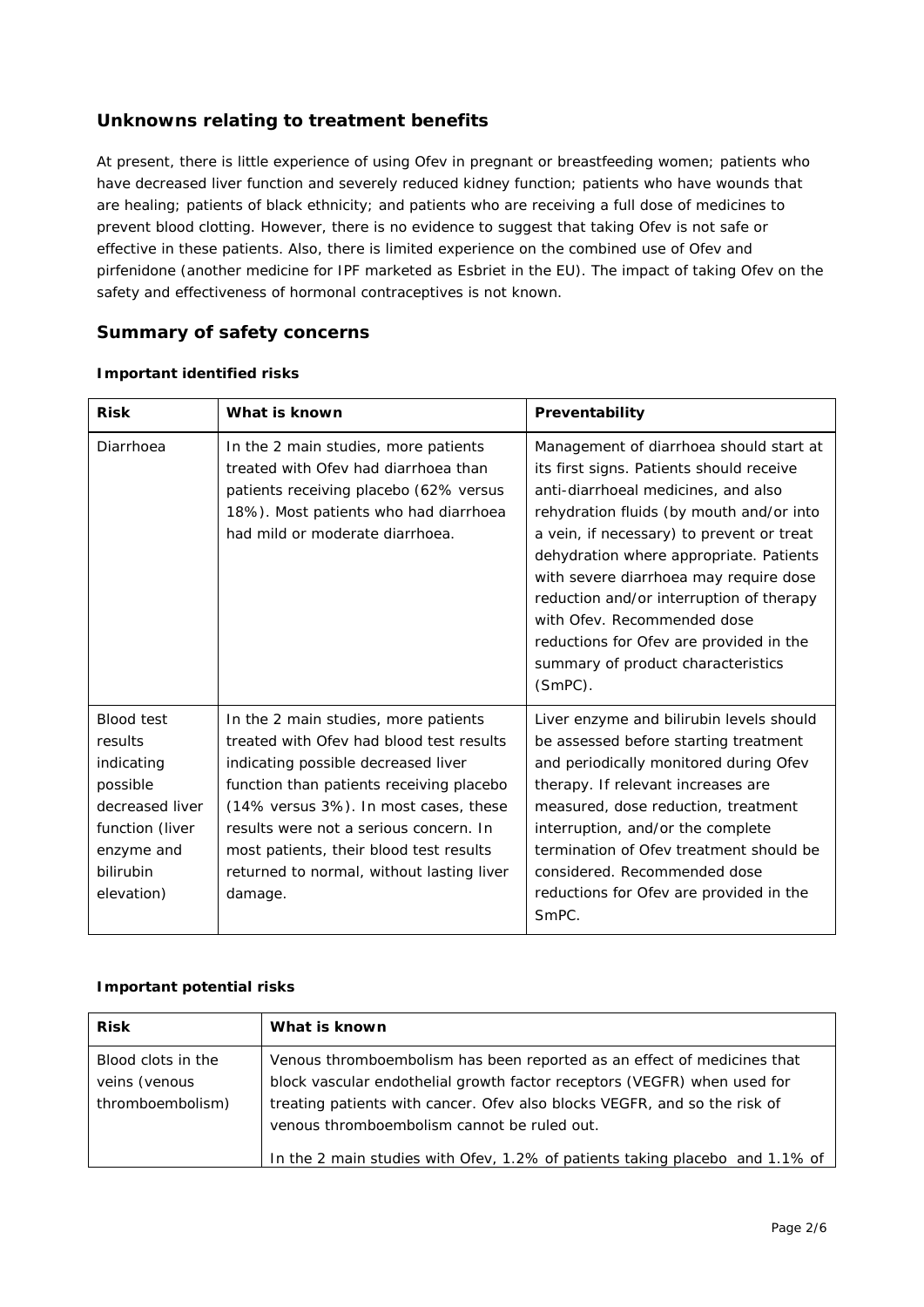## Unknowns relating to treatment benefits

At present, there is little experience of using Ofev in pregnant or breastfeeding women; patients who have decreased liver function and severely reduced kidney function; patients who have wounds that are healing; patients of black ethnicity; and patients who are receiving a full dose of medicines to prevent blood clotting. However, there is no evidence to suggest that taking Ofev is not safe or effective in these patients. Also, there is limited experience on the combined use of Ofev and pirfenidone (another medicine for IPF marketed as Esbriet in the EU). The impact of taking Ofev on the safety and effectiveness of hormonal contraceptives is not known.

## Summary of safety concerns

### Important identified risks

| Risk | What is known | Preventability |
|---|---|---|
| Diarrhoea | In the 2 main studies, more patients treated with Ofev had diarrhoea than patients receiving placebo (62% versus 18%). Most patients who had diarrhoea had mild or moderate diarrhoea. | Management of diarrhoea should start at its first signs. Patients should receive anti-diarrhoeal medicines, and also rehydration fluids (by mouth and/or into a vein, if necessary) to prevent or treat dehydration where appropriate. Patients with severe diarrhoea may require dose reduction and/or interruption of therapy with Ofev. Recommended dose reductions for Ofev are provided in the summary of product characteristics (SmPC). |
| Blood test results indicating possible decreased liver function (liver enzyme and bilirubin elevation) | In the 2 main studies, more patients treated with Ofev had blood test results indicating possible decreased liver function than patients receiving placebo (14% versus 3%). In most cases, these results were not a serious concern. In most patients, their blood test results returned to normal, without lasting liver damage. | Liver enzyme and bilirubin levels should be assessed before starting treatment and periodically monitored during Ofev therapy. If relevant increases are measured, dose reduction, treatment interruption, and/or the complete termination of Ofev treatment should be considered. Recommended dose reductions for Ofev are provided in the SmPC. |

### Important potential risks

| Risk | What is known |
|---|---|
| Blood clots in the veins (venous thromboembolism) | Venous thromboembolism has been reported as an effect of medicines that block vascular endothelial growth factor receptors (VEGFR) when used for treating patients with cancer. Ofev also blocks VEGFR, and so the risk of venous thromboembolism cannot be ruled out.<br><br>In the 2 main studies with Ofev, 1.2% of patients taking placebo and 1.1% of |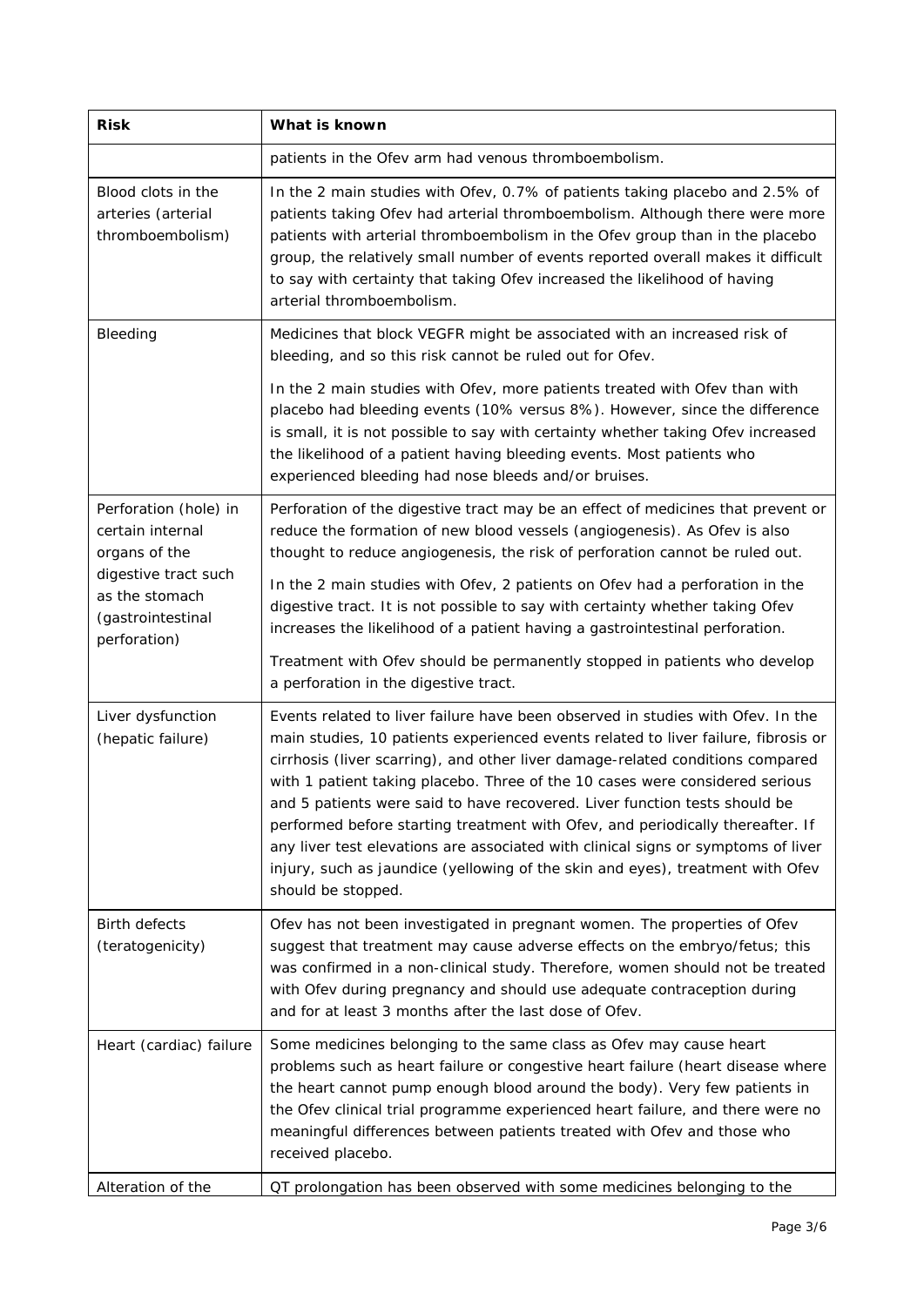| Risk | What is known |
| --- | --- |
| | patients in the Ofev arm had venous thromboembolism. |
| Blood clots in the arteries (arterial thromboembolism) | In the 2 main studies with Ofev, 0.7% of patients taking placebo and 2.5% of patients taking Ofev had arterial thromboembolism. Although there were more patients with arterial thromboembolism in the Ofev group than in the placebo group, the relatively small number of events reported overall makes it difficult to say with certainty that taking Ofev increased the likelihood of having arterial thromboembolism. |
| Bleeding | Medicines that block VEGFR might be associated with an increased risk of bleeding, and so this risk cannot be ruled out for Ofev. <br><br> In the 2 main studies with Ofev, more patients treated with Ofev than with placebo had bleeding events (10% versus 8%). However, since the difference is small, it is not possible to say with certainty whether taking Ofev increased the likelihood of a patient having bleeding events. Most patients who experienced bleeding had nose bleeds and/or bruises. |
| Perforation (hole) in certain internal organs of the digestive tract such as the stomach (gastrointestinal perforation) | Perforation of the digestive tract may be an effect of medicines that prevent or reduce the formation of new blood vessels (angiogenesis). As Ofev is also thought to reduce angiogenesis, the risk of perforation cannot be ruled out. <br><br> In the 2 main studies with Ofev, 2 patients on Ofev had a perforation in the digestive tract. It is not possible to say with certainty whether taking Ofev increases the likelihood of a patient having a gastrointestinal perforation. <br><br> Treatment with Ofev should be permanently stopped in patients who develop a perforation in the digestive tract. |
| Liver dysfunction (hepatic failure) | Events related to liver failure have been observed in studies with Ofev. In the main studies, 10 patients experienced events related to liver failure, fibrosis or cirrhosis (liver scarring), and other liver damage-related conditions compared with 1 patient taking placebo. Three of the 10 cases were considered serious and 5 patients were said to have recovered. Liver function tests should be performed before starting treatment with Ofev, and periodically thereafter. If any liver test elevations are associated with clinical signs or symptoms of liver injury, such as jaundice (yellowing of the skin and eyes), treatment with Ofev should be stopped. |
| Birth defects (teratogenicity) | Ofev has not been investigated in pregnant women. The properties of Ofev suggest that treatment may cause adverse effects on the embryo/fetus; this was confirmed in a non-clinical study. Therefore, women should not be treated with Ofev during pregnancy and should use adequate contraception during and for at least 3 months after the last dose of Ofev. |
| Heart (cardiac) failure | Some medicines belonging to the same class as Ofev may cause heart problems such as heart failure or congestive heart failure (heart disease where the heart cannot pump enough blood around the body). Very few patients in the Ofev clinical trial programme experienced heart failure, and there were no meaningful differences between patients treated with Ofev and those who received placebo. |
| Alteration of the | QT prolongation has been observed with some medicines belonging to the |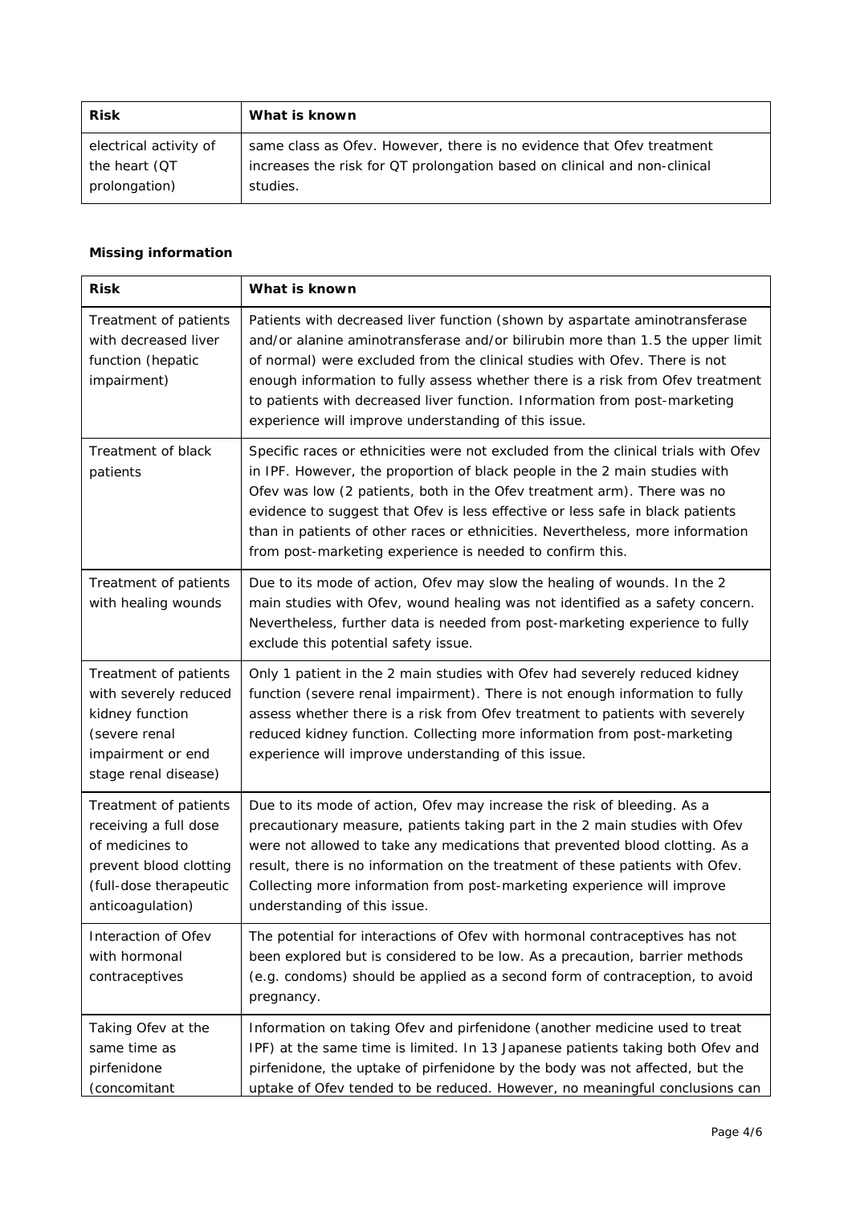| Risk | What is known |
| --- | --- |
| electrical activity of the heart (QT prolongation) | same class as Ofev. However, there is no evidence that Ofev treatment increases the risk for QT prolongation based on clinical and non-clinical studies. |

**Missing information**

| Risk | What is known |
| --- | --- |
| Treatment of patients with decreased liver function (hepatic impairment) | Patients with decreased liver function (shown by aspartate aminotransferase and/or alanine aminotransferase and/or bilirubin more than 1.5 the upper limit of normal) were excluded from the clinical studies with Ofev. There is not enough information to fully assess whether there is a risk from Ofev treatment to patients with decreased liver function. Information from post-marketing experience will improve understanding of this issue. |
| Treatment of black patients | Specific races or ethnicities were not excluded from the clinical trials with Ofev in IPF. However, the proportion of black people in the 2 main studies with Ofev was low (2 patients, both in the Ofev treatment arm). There was no evidence to suggest that Ofev is less effective or less safe in black patients than in patients of other races or ethnicities. Nevertheless, more information from post-marketing experience is needed to confirm this. |
| Treatment of patients with healing wounds | Due to its mode of action, Ofev may slow the healing of wounds. In the 2 main studies with Ofev, wound healing was not identified as a safety concern. Nevertheless, further data is needed from post-marketing experience to fully exclude this potential safety issue. |
| Treatment of patients with severely reduced kidney function (severe renal impairment or end stage renal disease) | Only 1 patient in the 2 main studies with Ofev had severely reduced kidney function (severe renal impairment). There is not enough information to fully assess whether there is a risk from Ofev treatment to patients with severely reduced kidney function. Collecting more information from post-marketing experience will improve understanding of this issue. |
| Treatment of patients receiving a full dose of medicines to prevent blood clotting (full-dose therapeutic anticoagulation) | Due to its mode of action, Ofev may increase the risk of bleeding. As a precautionary measure, patients taking part in the 2 main studies with Ofev were not allowed to take any medications that prevented blood clotting. As a result, there is no information on the treatment of these patients with Ofev. Collecting more information from post-marketing experience will improve understanding of this issue. |
| Interaction of Ofev with hormonal contraceptives | The potential for interactions of Ofev with hormonal contraceptives has not been explored but is considered to be low. As a precaution, barrier methods (e.g. condoms) should be applied as a second form of contraception, to avoid pregnancy. |
| Taking Ofev at the same time as pirfenidone (concomitant | Information on taking Ofev and pirfenidone (another medicine used to treat IPF) at the same time is limited. In 13 Japanese patients taking both Ofev and pirfenidone, the uptake of pirfenidone by the body was not affected, but the uptake of Ofev tended to be reduced. However, no meaningful conclusions can |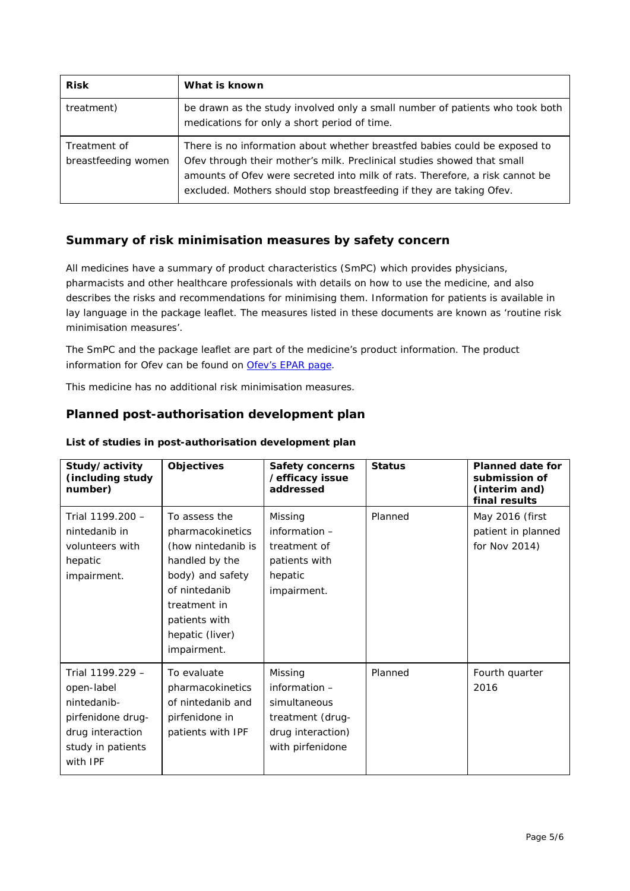| Risk | What is known |
|---|---|
| treatment) | be drawn as the study involved only a small number of patients who took both medications for only a short period of time. |
| Treatment of breastfeeding women | There is no information about whether breastfed babies could be exposed to Ofev through their mother's milk. Preclinical studies showed that small amounts of Ofev were secreted into milk of rats. Therefore, a risk cannot be excluded. Mothers should stop breastfeeding if they are taking Ofev. |

## Summary of risk minimisation measures by safety concern

All medicines have a summary of product characteristics (SmPC) which provides physicians, pharmacists and other healthcare professionals with details on how to use the medicine, and also describes the risks and recommendations for minimising them. Information for patients is available in lay language in the package leaflet. The measures listed in these documents are known as 'routine risk minimisation measures'.

The SmPC and the package leaflet are part of the medicine's product information. The product information for Ofev can be found on Ofev's EPAR page.

This medicine has no additional risk minimisation measures.

## Planned post-authorisation development plan

**List of studies in post-authorisation development plan**

| Study/activity (including study number) | Objectives | Safety concerns /efficacy issue addressed | Status | Planned date for submission of (interim and) final results |
|---|---|---|---|---|
| Trial 1199.200 – nintedanib in volunteers with hepatic impairment. | To assess the pharmacokinetics (how nintedanib is handled by the body) and safety of nintedanib treatment in patients with hepatic (liver) impairment. | Missing information – treatment of patients with hepatic impairment. | Planned | May 2016 (first patient in planned for Nov 2014) |
| Trial 1199.229 – open-label nintedanib-pirfenidone drug-drug interaction study in patients with IPF | To evaluate pharmacokinetics of nintedanib and pirfenidone in patients with IPF | Missing information – simultaneous treatment (drug-drug interaction) with pirfenidone | Planned | Fourth quarter 2016 |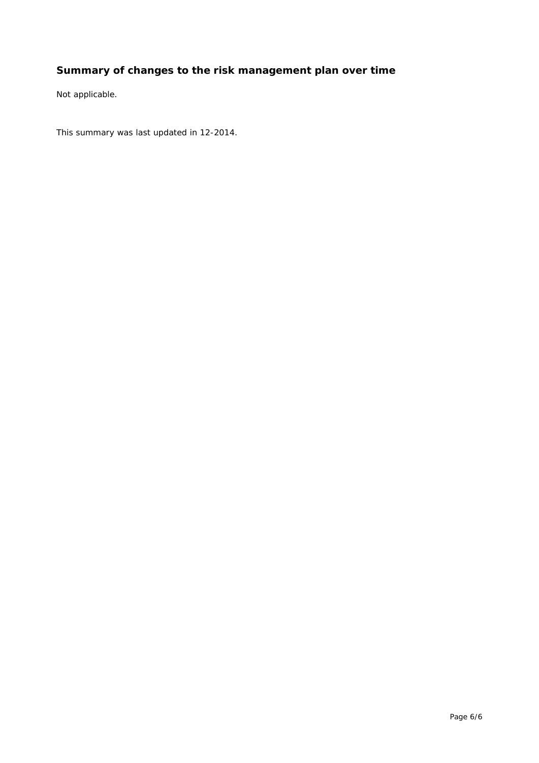## Summary of changes to the risk management plan over time

Not applicable.

This summary was last updated in 12-2014.